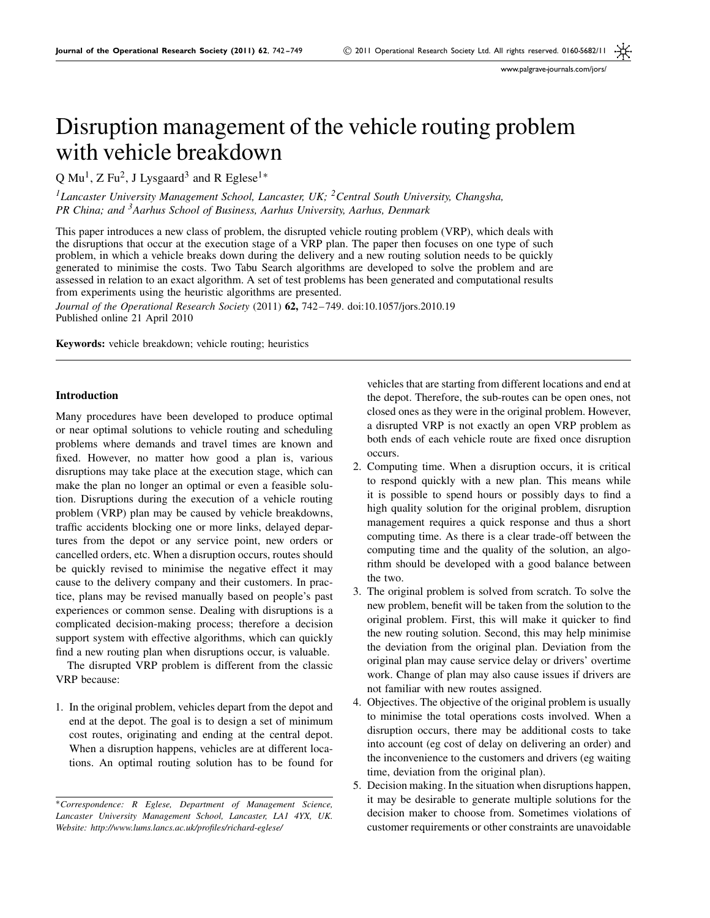# Disruption management of the vehicle routing problem with vehicle breakdown

Q Mu[1], Z Fu[2], J Lysgaard[3] and R Eglese[1]*

[1]*Lancaster University Management School, Lancaster, UK;* [2]*Central South University, Changsha, PR China; and* [3]*Aarhus School of Business, Aarhus University, Aarhus, Denmark*

This paper introduces a new class of problem, the disrupted vehicle routing problem (VRP), which deals with the disruptions that occur at the execution stage of a VRP plan. The paper then focuses on one type of such problem, in which a vehicle breaks down during the delivery and a new routing solution needs to be quickly generated to minimise the costs. Two Tabu Search algorithms are developed to solve the problem and are assessed in relation to an exact algorithm. A set of test problems has been generated and computational results from experiments using the heuristic algorithms are presented.

*Journal of the Operational Research Society* (2011) **62,** 742–749. doi:10.1057/jors.2010.19
Published online 21 April 2010

**Keywords:** vehicle breakdown; vehicle routing; heuristics

## Introduction

Many procedures have been developed to produce optimal or near optimal solutions to vehicle routing and scheduling problems where demands and travel times are known and fixed. However, no matter how good a plan is, various disruptions may take place at the execution stage, which can make the plan no longer an optimal or even a feasible solution. Disruptions during the execution of a vehicle routing problem (VRP) plan may be caused by vehicle breakdowns, traffic accidents blocking one or more links, delayed departures from the depot or any service point, new orders or cancelled orders, etc. When a disruption occurs, routes should be quickly revised to minimise the negative effect it may cause to the delivery company and their customers. In practice, plans may be revised manually based on people's past experiences or common sense. Dealing with disruptions is a complicated decision-making process; therefore a decision support system with effective algorithms, which can quickly find a new routing plan when disruptions occur, is valuable.

The disrupted VRP problem is different from the classic VRP because:

1. In the original problem, vehicles depart from the depot and end at the depot. The goal is to design a set of minimum cost routes, originating and ending at the central depot. When a disruption happens, vehicles are at different locations. An optimal routing solution has to be found for vehicles that are starting from different locations and end at the depot. Therefore, the sub-routes can be open ones, not closed ones as they were in the original problem. However, a disrupted VRP is not exactly an open VRP problem as both ends of each vehicle route are fixed once disruption occurs.
2. Computing time. When a disruption occurs, it is critical to respond quickly with a new plan. This means while it is possible to spend hours or possibly days to find a high quality solution for the original problem, disruption management requires a quick response and thus a short computing time. As there is a clear trade-off between the computing time and the quality of the solution, an algorithm should be developed with a good balance between the two.
3. The original problem is solved from scratch. To solve the new problem, benefit will be taken from the solution to the original problem. First, this will make it quicker to find the new routing solution. Second, this may help minimise the deviation from the original plan. Deviation from the original plan may cause service delay or drivers' overtime work. Change of plan may also cause issues if drivers are not familiar with new routes assigned.
4. Objectives. The objective of the original problem is usually to minimise the total operations costs involved. When a disruption occurs, there may be additional costs to take into account (eg cost of delay on delivering an order) and the inconvenience to the customers and drivers (eg waiting time, deviation from the original plan).
5. Decision making. In the situation when disruptions happen, it may be desirable to generate multiple solutions for the decision maker to choose from. Sometimes violations of customer requirements or other constraints are unavoidable

*Correspondence: R Eglese, Department of Management Science, Lancaster University Management School, Lancaster, LA1 4YX, UK. Website: http://www.lums.lancs.ac.uk/profiles/richard-eglese/*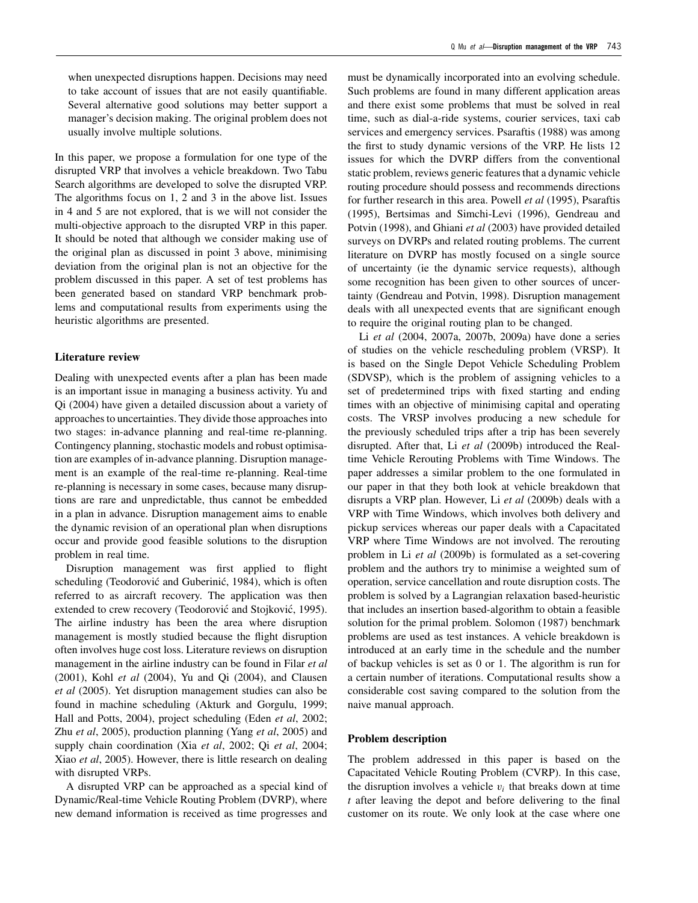when unexpected disruptions happen. Decisions may need to take account of issues that are not easily quantifiable. Several alternative good solutions may better support a manager's decision making. The original problem does not usually involve multiple solutions.

In this paper, we propose a formulation for one type of the disrupted VRP that involves a vehicle breakdown. Two Tabu Search algorithms are developed to solve the disrupted VRP. The algorithms focus on 1, 2 and 3 in the above list. Issues in 4 and 5 are not explored, that is we will not consider the multi-objective approach to the disrupted VRP in this paper. It should be noted that although we consider making use of the original plan as discussed in point 3 above, minimising deviation from the original plan is not an objective for the problem discussed in this paper. A set of test problems has been generated based on standard VRP benchmark problems and computational results from experiments using the heuristic algorithms are presented.

## Literature review

Dealing with unexpected events after a plan has been made is an important issue in managing a business activity. Yu and Qi (2004) have given a detailed discussion about a variety of approaches to uncertainties. They divide those approaches into two stages: in-advance planning and real-time re-planning. Contingency planning, stochastic models and robust optimisation are examples of in-advance planning. Disruption management is an example of the real-time re-planning. Real-time re-planning is necessary in some cases, because many disruptions are rare and unpredictable, thus cannot be embedded in a plan in advance. Disruption management aims to enable the dynamic revision of an operational plan when disruptions occur and provide good feasible solutions to the disruption problem in real time.

Disruption management was first applied to flight scheduling (Teodorović and Guberinić, 1984), which is often referred to as aircraft recovery. The application was then extended to crew recovery (Teodorović and Stojković, 1995). The airline industry has been the area where disruption management is mostly studied because the flight disruption often involves huge cost loss. Literature reviews on disruption management in the airline industry can be found in Filar *et al* (2001), Kohl *et al* (2004), Yu and Qi (2004), and Clausen *et al* (2005). Yet disruption management studies can also be found in machine scheduling (Akturk and Gorgulu, 1999; Hall and Potts, 2004), project scheduling (Eden *et al*, 2002; Zhu *et al*, 2005), production planning (Yang *et al*, 2005) and supply chain coordination (Xia *et al*, 2002; Qi *et al*, 2004; Xiao *et al*, 2005). However, there is little research on dealing with disrupted VRPs.

A disrupted VRP can be approached as a special kind of Dynamic/Real-time Vehicle Routing Problem (DVRP), where new demand information is received as time progresses and must be dynamically incorporated into an evolving schedule. Such problems are found in many different application areas and there exist some problems that must be solved in real time, such as dial-a-ride systems, courier services, taxi cab services and emergency services. Psaraftis (1988) was among the first to study dynamic versions of the VRP. He lists 12 issues for which the DVRP differs from the conventional static problem, reviews generic features that a dynamic vehicle routing procedure should possess and recommends directions for further research in this area. Powell *et al* (1995), Psaraftis (1995), Bertsimas and Simchi-Levi (1996), Gendreau and Potvin (1998), and Ghiani *et al* (2003) have provided detailed surveys on DVRPs and related routing problems. The current literature on DVRP has mostly focused on a single source of uncertainty (ie the dynamic service requests), although some recognition has been given to other sources of uncertainty (Gendreau and Potvin, 1998). Disruption management deals with all unexpected events that are significant enough to require the original routing plan to be changed.

Li *et al* (2004, 2007a, 2007b, 2009a) have done a series of studies on the vehicle rescheduling problem (VRSP). It is based on the Single Depot Vehicle Scheduling Problem (SDVSP), which is the problem of assigning vehicles to a set of predetermined trips with fixed starting and ending times with an objective of minimising capital and operating costs. The VRSP involves producing a new schedule for the previously scheduled trips after a trip has been severely disrupted. After that, Li *et al* (2009b) introduced the Real-time Vehicle Rerouting Problems with Time Windows. The paper addresses a similar problem to the one formulated in our paper in that they both look at vehicle breakdown that disrupts a VRP plan. However, Li *et al* (2009b) deals with a VRP with Time Windows, which involves both delivery and pickup services whereas our paper deals with a Capacitated VRP where Time Windows are not involved. The rerouting problem in Li *et al* (2009b) is formulated as a set-covering problem and the authors try to minimise a weighted sum of operation, service cancellation and route disruption costs. The problem is solved by a Lagrangian relaxation based-heuristic that includes an insertion based-algorithm to obtain a feasible solution for the primal problem. Solomon (1987) benchmark problems are used as test instances. A vehicle breakdown is introduced at an early time in the schedule and the number of backup vehicles is set as 0 or 1. The algorithm is run for a certain number of iterations. Computational results show a considerable cost saving compared to the solution from the naive manual approach.

## Problem description

The problem addressed in this paper is based on the Capacitated Vehicle Routing Problem (CVRP). In this case, the disruption involves a vehicle $v_i$ that breaks down at time $t$ after leaving the depot and before delivering to the final customer on its route. We only look at the case where one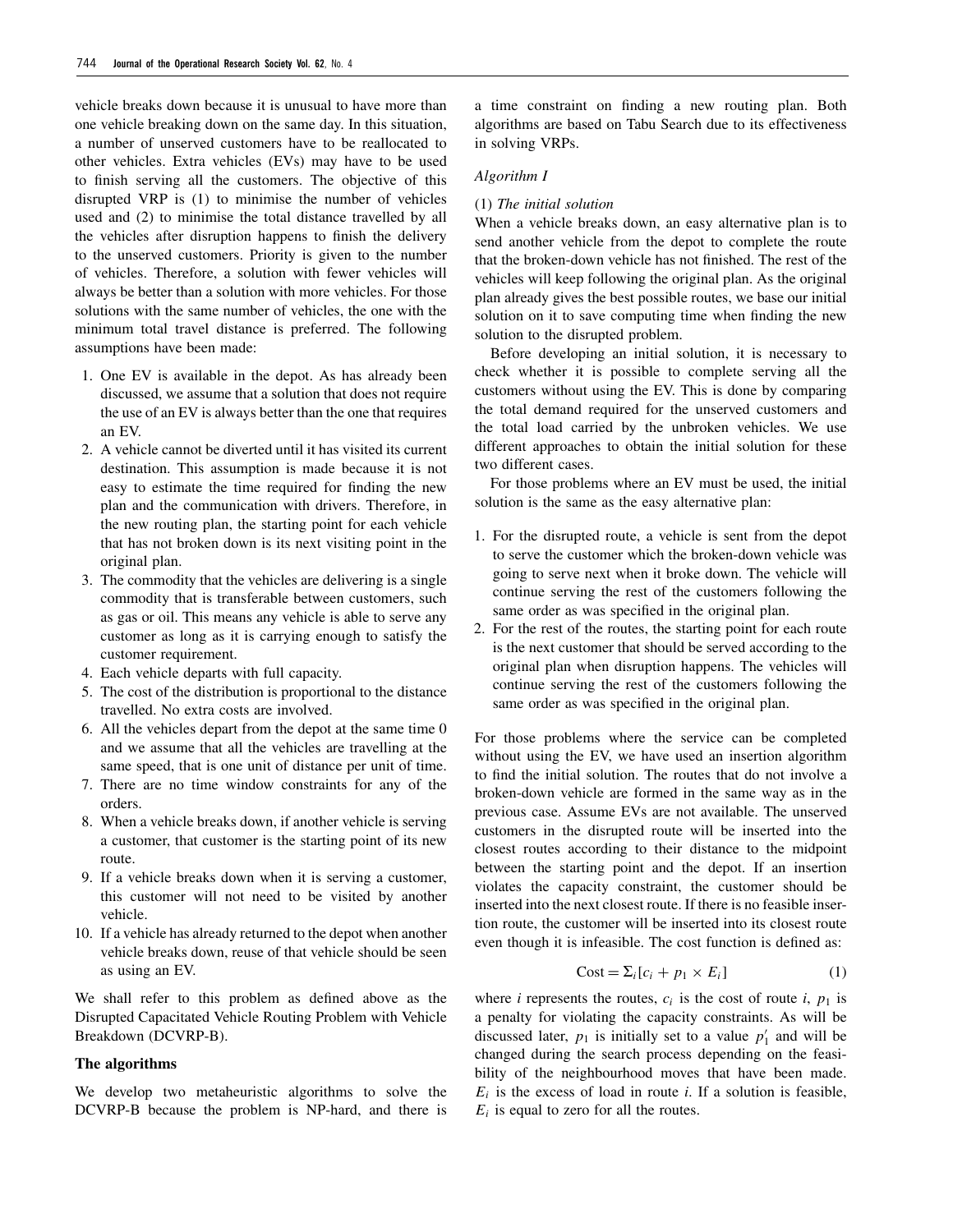vehicle breaks down because it is unusual to have more than one vehicle breaking down on the same day. In this situation, a number of unserved customers have to be reallocated to other vehicles. Extra vehicles (EVs) may have to be used to finish serving all the customers. The objective of this disrupted VRP is (1) to minimise the number of vehicles used and (2) to minimise the total distance travelled by all the vehicles after disruption happens to finish the delivery to the unserved customers. Priority is given to the number of vehicles. Therefore, a solution with fewer vehicles will always be better than a solution with more vehicles. For those solutions with the same number of vehicles, the one with the minimum total travel distance is preferred. The following assumptions have been made:

1. One EV is available in the depot. As has already been discussed, we assume that a solution that does not require the use of an EV is always better than the one that requires an EV.
2. A vehicle cannot be diverted until it has visited its current destination. This assumption is made because it is not easy to estimate the time required for finding the new plan and the communication with drivers. Therefore, in the new routing plan, the starting point for each vehicle that has not broken down is its next visiting point in the original plan.
3. The commodity that the vehicles are delivering is a single commodity that is transferable between customers, such as gas or oil. This means any vehicle is able to serve any customer as long as it is carrying enough to satisfy the customer requirement.
4. Each vehicle departs with full capacity.
5. The cost of the distribution is proportional to the distance travelled. No extra costs are involved.
6. All the vehicles depart from the depot at the same time 0 and we assume that all the vehicles are travelling at the same speed, that is one unit of distance per unit of time.
7. There are no time window constraints for any of the orders.
8. When a vehicle breaks down, if another vehicle is serving a customer, that customer is the starting point of its new route.
9. If a vehicle breaks down when it is serving a customer, this customer will not need to be visited by another vehicle.
10. If a vehicle has already returned to the depot when another vehicle breaks down, reuse of that vehicle should be seen as using an EV.

We shall refer to this problem as defined above as the Disrupted Capacitated Vehicle Routing Problem with Vehicle Breakdown (DCVRP-B).

## The algorithms

We develop two metaheuristic algorithms to solve the DCVRP-B because the problem is NP-hard, and there is a time constraint on finding a new routing plan. Both algorithms are based on Tabu Search due to its effectiveness in solving VRPs.

### *Algorithm I*

(1) *The initial solution*

When a vehicle breaks down, an easy alternative plan is to send another vehicle from the depot to complete the route that the broken-down vehicle has not finished. The rest of the vehicles will keep following the original plan. As the original plan already gives the best possible routes, we base our initial solution on it to save computing time when finding the new solution to the disrupted problem.

Before developing an initial solution, it is necessary to check whether it is possible to complete serving all the customers without using the EV. This is done by comparing the total demand required for the unserved customers and the total load carried by the unbroken vehicles. We use different approaches to obtain the initial solution for these two different cases.

For those problems where an EV must be used, the initial solution is the same as the easy alternative plan:

1. For the disrupted route, a vehicle is sent from the depot to serve the customer which the broken-down vehicle was going to serve next when it broke down. The vehicle will continue serving the rest of the customers following the same order as was specified in the original plan.
2. For the rest of the routes, the starting point for each route is the next customer that should be served according to the original plan when disruption happens. The vehicles will continue serving the rest of the customers following the same order as was specified in the original plan.

For those problems where the service can be completed without using the EV, we have used an insertion algorithm to find the initial solution. The routes that do not involve a broken-down vehicle are formed in the same way as in the previous case. Assume EVs are not available. The unserved customers in the disrupted route will be inserted into the closest routes according to their distance to the midpoint between the starting point and the depot. If an insertion violates the capacity constraint, the customer should be inserted into the next closest route. If there is no feasible insertion route, the customer will be inserted into its closest route even though it is infeasible. The cost function is defined as:

$$\text{Cost} = \Sigma_i [c_i + p_1 \times E_i] \tag{1}$$

where $i$ represents the routes, $c_i$ is the cost of route $i$, $p_1$ is a penalty for violating the capacity constraints. As will be discussed later, $p_1$ is initially set to a value $p_1'$ and will be changed during the search process depending on the feasibility of the neighbourhood moves that have been made. $E_i$ is the excess of load in route $i$. If a solution is feasible, $E_i$ is equal to zero for all the routes.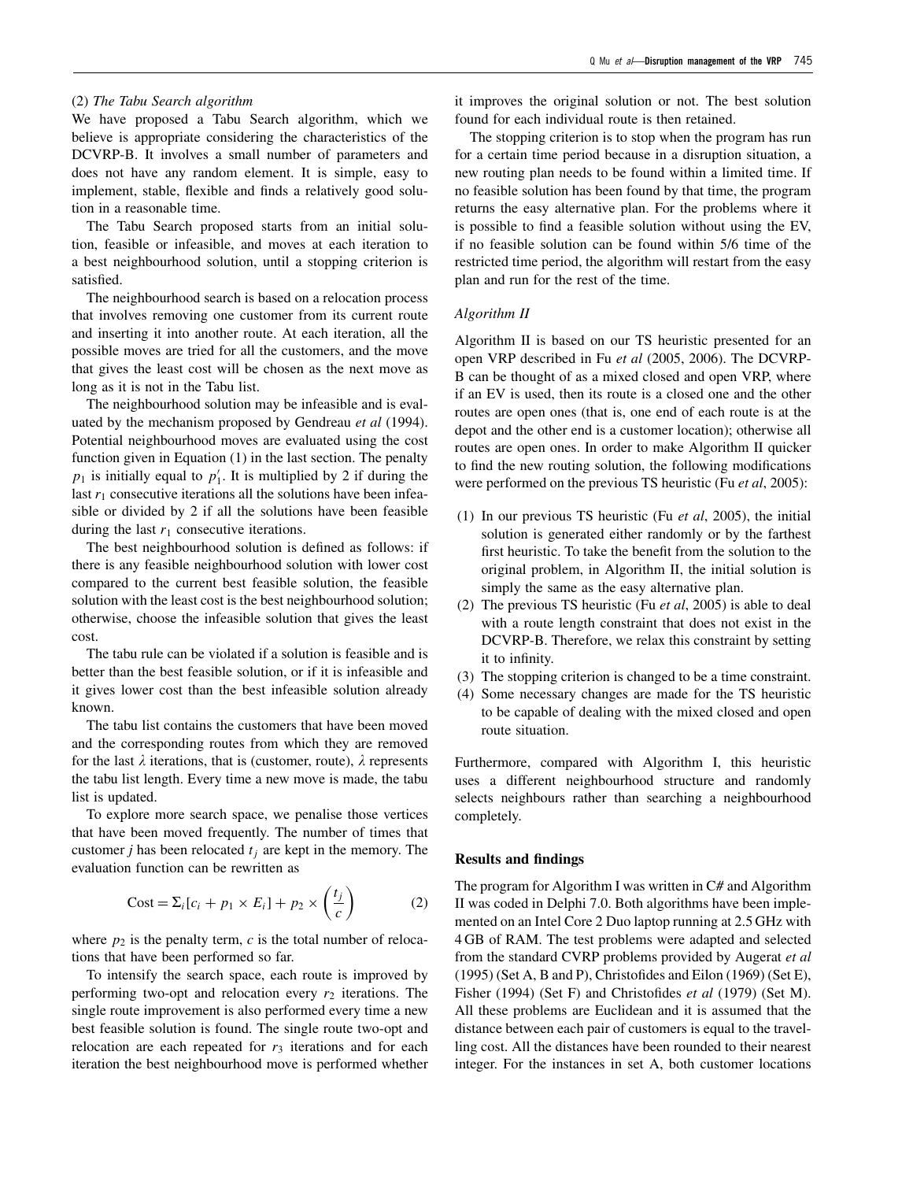(2) *The Tabu Search algorithm*

We have proposed a Tabu Search algorithm, which we believe is appropriate considering the characteristics of the DCVRP-B. It involves a small number of parameters and does not have any random element. It is simple, easy to implement, stable, flexible and finds a relatively good solution in a reasonable time.

The Tabu Search proposed starts from an initial solution, feasible or infeasible, and moves at each iteration to a best neighbourhood solution, until a stopping criterion is satisfied.

The neighbourhood search is based on a relocation process that involves removing one customer from its current route and inserting it into another route. At each iteration, all the possible moves are tried for all the customers, and the move that gives the least cost will be chosen as the next move as long as it is not in the Tabu list.

The neighbourhood solution may be infeasible and is evaluated by the mechanism proposed by Gendreau *et al* (1994). Potential neighbourhood moves are evaluated using the cost function given in Equation (1) in the last section. The penalty $p_1$ is initially equal to $p_1'$. It is multiplied by 2 if during the last $r_1$ consecutive iterations all the solutions have been infeasible or divided by 2 if all the solutions have been feasible during the last $r_1$ consecutive iterations.

The best neighbourhood solution is defined as follows: if there is any feasible neighbourhood solution with lower cost compared to the current best feasible solution, the feasible solution with the least cost is the best neighbourhood solution; otherwise, choose the infeasible solution that gives the least cost.

The tabu rule can be violated if a solution is feasible and is better than the best feasible solution, or if it is infeasible and it gives lower cost than the best infeasible solution already known.

The tabu list contains the customers that have been moved and the corresponding routes from which they are removed for the last $\lambda$ iterations, that is (customer, route), $\lambda$ represents the tabu list length. Every time a new move is made, the tabu list is updated.

To explore more search space, we penalise those vertices that have been moved frequently. The number of times that customer $j$ has been relocated $t_j$ are kept in the memory. The evaluation function can be rewritten as

$$\text{Cost} = \Sigma_i [c_i + p_1 \times E_i] + p_2 \times \left(\frac{t_j}{c}\right) \tag{2}$$

where $p_2$ is the penalty term, $c$ is the total number of relocations that have been performed so far.

To intensify the search space, each route is improved by performing two-opt and relocation every $r_2$ iterations. The single route improvement is also performed every time a new best feasible solution is found. The single route two-opt and relocation are each repeated for $r_3$ iterations and for each iteration the best neighbourhood move is performed whether it improves the original solution or not. The best solution found for each individual route is then retained.

The stopping criterion is to stop when the program has run for a certain time period because in a disruption situation, a new routing plan needs to be found within a limited time. If no feasible solution has been found by that time, the program returns the easy alternative plan. For the problems where it is possible to find a feasible solution without using the EV, if no feasible solution can be found within 5/6 time of the restricted time period, the algorithm will restart from the easy plan and run for the rest of the time.

*Algorithm II*

Algorithm II is based on our TS heuristic presented for an open VRP described in Fu *et al* (2005, 2006). The DCVRP-B can be thought of as a mixed closed and open VRP, where if an EV is used, then its route is a closed one and the other routes are open ones (that is, one end of each route is at the depot and the other end is a customer location); otherwise all routes are open ones. In order to make Algorithm II quicker to find the new routing solution, the following modifications were performed on the previous TS heuristic (Fu *et al*, 2005):

1. In our previous TS heuristic (Fu *et al*, 2005), the initial solution is generated either randomly or by the farthest first heuristic. To take the benefit from the solution to the original problem, in Algorithm II, the initial solution is simply the same as the easy alternative plan.
2. The previous TS heuristic (Fu *et al*, 2005) is able to deal with a route length constraint that does not exist in the DCVRP-B. Therefore, we relax this constraint by setting it to infinity.
3. The stopping criterion is changed to be a time constraint.
4. Some necessary changes are made for the TS heuristic to be capable of dealing with the mixed closed and open route situation.

Furthermore, compared with Algorithm I, this heuristic uses a different neighbourhood structure and randomly selects neighbours rather than searching a neighbourhood completely.

## Results and findings

The program for Algorithm I was written in C# and Algorithm II was coded in Delphi 7.0. Both algorithms have been implemented on an Intel Core 2 Duo laptop running at 2.5 GHz with 4 GB of RAM. The test problems were adapted and selected from the standard CVRP problems provided by Augerat *et al* (1995) (Set A, B and P), Christofides and Eilon (1969) (Set E), Fisher (1994) (Set F) and Christofides *et al* (1979) (Set M). All these problems are Euclidean and it is assumed that the distance between each pair of customers is equal to the travelling cost. All the distances have been rounded to their nearest integer. For the instances in set A, both customer locations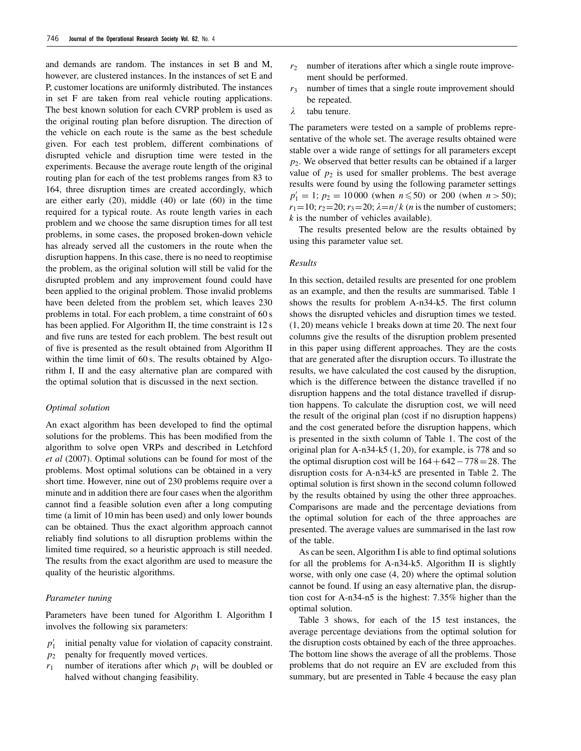and demands are random. The instances in set B and M, however, are clustered instances. In the instances of set E and P, customer locations are uniformly distributed. The instances in set F are taken from real vehicle routing applications. The best known solution for each CVRP problem is used as the original routing plan before disruption. The direction of the vehicle on each route is the same as the best schedule given. For each test problem, different combinations of disrupted vehicle and disruption time were tested in the experiments. Because the average route length of the original routing plan for each of the test problems ranges from 83 to 164, three disruption times are created accordingly, which are either early (20), middle (40) or late (60) in the time required for a typical route. As route length varies in each problem and we choose the same disruption times for all test problems, in some cases, the proposed broken-down vehicle has already served all the customers in the route when the disruption happens. In this case, there is no need to reoptimise the problem, as the original solution will still be valid for the disrupted problem and any improvement found could have been applied to the original problem. Those invalid problems have been deleted from the problem set, which leaves 230 problems in total. For each problem, a time constraint of 60 s has been applied. For Algorithm II, the time constraint is 12 s and five runs are tested for each problem. The best result out of five is presented as the result obtained from Algorithm II within the time limit of 60 s. The results obtained by Algorithm I, II and the easy alternative plan are compared with the optimal solution that is discussed in the next section.

### *Optimal solution*

An exact algorithm has been developed to find the optimal solutions for the problems. This has been modified from the algorithm to solve open VRPs and described in Letchford *et al* (2007). Optimal solutions can be found for most of the problems. Most optimal solutions can be obtained in a very short time. However, nine out of 230 problems require over a minute and in addition there are four cases when the algorithm cannot find a feasible solution even after a long computing time (a limit of 10 min has been used) and only lower bounds can be obtained. Thus the exact algorithm approach cannot reliably find solutions to all disruption problems within the limited time required, so a heuristic approach is still needed. The results from the exact algorithm are used to measure the quality of the heuristic algorithms.

### *Parameter tuning*

Parameters have been tuned for Algorithm I. Algorithm I involves the following six parameters:

- $p_1'$ initial penalty value for violation of capacity constraint.
- $p_2$ penalty for frequently moved vertices.
- $r_1$ number of iterations after which $p_1$ will be doubled or halved without changing feasibility.
- $r_2$ number of iterations after which a single route improvement should be performed.
- $r_3$ number of times that a single route improvement should be repeated.
- $\lambda$ tabu tenure.

The parameters were tested on a sample of problems representative of the whole set. The average results obtained were stable over a wide range of settings for all parameters except $p_2$. We observed that better results can be obtained if a larger value of $p_2$ is used for smaller problems. The best average results were found by using the following parameter settings $p_1' = 1$; $p_2 = 10\,000$ (when $n \leqslant 50$) or 200 (when $n > 50$); $r_1 = 10$; $r_2 = 20$; $r_3 = 20$; $\lambda = n/k$ ($n$ is the number of customers; $k$ is the number of vehicles available).

The results presented below are the results obtained by using this parameter value set.

### *Results*

In this section, detailed results are presented for one problem as an example, and then the results are summarised. Table 1 shows the results for problem A-n34-k5. The first column shows the disrupted vehicles and disruption times we tested. (1, 20) means vehicle 1 breaks down at time 20. The next four columns give the results of the disruption problem presented in this paper using different approaches. They are the costs that are generated after the disruption occurs. To illustrate the results, we have calculated the cost caused by the disruption, which is the difference between the distance travelled if no disruption happens and the total distance travelled if disruption happens. To calculate the disruption cost, we will need the result of the original plan (cost if no disruption happens) and the cost generated before the disruption happens, which is presented in the sixth column of Table 1. The cost of the original plan for A-n34-k5 (1, 20), for example, is 778 and so the optimal disruption cost will be $164 + 642 - 778 = 28$. The disruption costs for A-n34-k5 are presented in Table 2. The optimal solution is first shown in the second column followed by the results obtained by using the other three approaches. Comparisons are made and the percentage deviations from the optimal solution for each of the three approaches are presented. The average values are summarised in the last row of the table.

As can be seen, Algorithm I is able to find optimal solutions for all the problems for A-n34-k5. Algorithm II is slightly worse, with only one case (4, 20) where the optimal solution cannot be found. If using an easy alternative plan, the disruption cost for A-n34-n5 is the highest: 7.35% higher than the optimal solution.

Table 3 shows, for each of the 15 test instances, the average percentage deviations from the optimal solution for the disruption costs obtained by each of the three approaches. The bottom line shows the average of all the problems. Those problems that do not require an EV are excluded from this summary, but are presented in Table 4 because the easy plan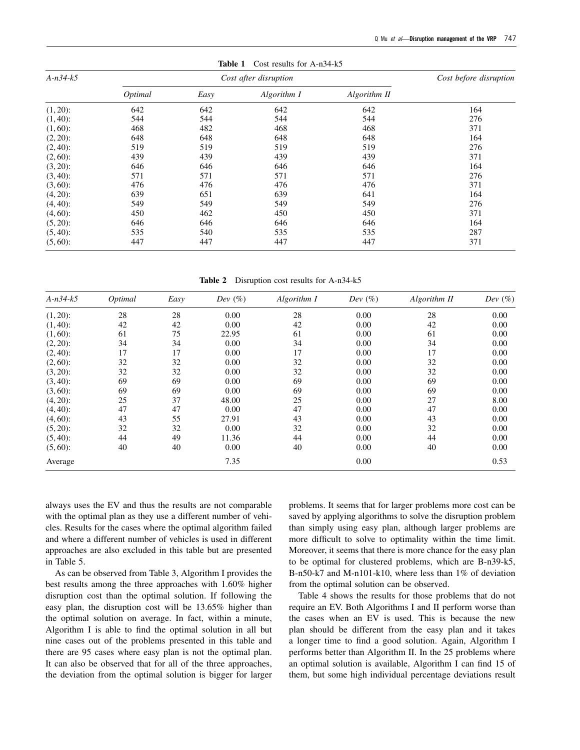**Table 1** Cost results for A-n34-k5

| *A-n34-k5* | *Cost after disruption* | | | | *Cost before disruption* |
|---|---|---|---|---|---|
| | *Optimal* | *Easy* | *Algorithm I* | *Algorithm II* | |
| (1, 20): | 642 | 642 | 642 | 642 | 164 |
| (1, 40): | 544 | 544 | 544 | 544 | 276 |
| (1, 60): | 468 | 482 | 468 | 468 | 371 |
| (2, 20): | 648 | 648 | 648 | 648 | 164 |
| (2, 40): | 519 | 519 | 519 | 519 | 276 |
| (2, 60): | 439 | 439 | 439 | 439 | 371 |
| (3, 20): | 646 | 646 | 646 | 646 | 164 |
| (3, 40): | 571 | 571 | 571 | 571 | 276 |
| (3, 60): | 476 | 476 | 476 | 476 | 371 |
| (4, 20): | 639 | 651 | 639 | 641 | 164 |
| (4, 40): | 549 | 549 | 549 | 549 | 276 |
| (4, 60): | 450 | 462 | 450 | 450 | 371 |
| (5, 20): | 646 | 646 | 646 | 646 | 164 |
| (5, 40): | 535 | 540 | 535 | 535 | 287 |
| (5, 60): | 447 | 447 | 447 | 447 | 371 |

**Table 2** Disruption cost results for A-n34-k5

| *A-n34-k5* | *Optimal* | *Easy* | *Dev (%)* | *Algorithm I* | *Dev (%)* | *Algorithm II* | *Dev (%)* |
|---|---|---|---|---|---|---|---|
| (1, 20): | 28 | 28 | 0.00 | 28 | 0.00 | 28 | 0.00 |
| (1, 40): | 42 | 42 | 0.00 | 42 | 0.00 | 42 | 0.00 |
| (1, 60): | 61 | 75 | 22.95 | 61 | 0.00 | 61 | 0.00 |
| (2, 20): | 34 | 34 | 0.00 | 34 | 0.00 | 34 | 0.00 |
| (2, 40): | 17 | 17 | 0.00 | 17 | 0.00 | 17 | 0.00 |
| (2, 60): | 32 | 32 | 0.00 | 32 | 0.00 | 32 | 0.00 |
| (3, 20): | 32 | 32 | 0.00 | 32 | 0.00 | 32 | 0.00 |
| (3, 40): | 69 | 69 | 0.00 | 69 | 0.00 | 69 | 0.00 |
| (3, 60): | 69 | 69 | 0.00 | 69 | 0.00 | 69 | 0.00 |
| (4, 20): | 25 | 37 | 48.00 | 25 | 0.00 | 27 | 8.00 |
| (4, 40): | 47 | 47 | 0.00 | 47 | 0.00 | 47 | 0.00 |
| (4, 60): | 43 | 55 | 27.91 | 43 | 0.00 | 43 | 0.00 |
| (5, 20): | 32 | 32 | 0.00 | 32 | 0.00 | 32 | 0.00 |
| (5, 40): | 44 | 49 | 11.36 | 44 | 0.00 | 44 | 0.00 |
| (5, 60): | 40 | 40 | 0.00 | 40 | 0.00 | 40 | 0.00 |
| Average | | | 7.35 | | 0.00 | | 0.53 |

always uses the EV and thus the results are not comparable with the optimal plan as they use a different number of vehicles. Results for the cases where the optimal algorithm failed and where a different number of vehicles is used in different approaches are also excluded in this table but are presented in Table 5.

As can be observed from Table 3, Algorithm I provides the best results among the three approaches with 1.60% higher disruption cost than the optimal solution. If following the easy plan, the disruption cost will be 13.65% higher than the optimal solution on average. In fact, within a minute, Algorithm I is able to find the optimal solution in all but nine cases out of the problems presented in this table and there are 95 cases where easy plan is not the optimal plan. It can also be observed that for all of the three approaches, the deviation from the optimal solution is bigger for larger problems. It seems that for larger problems more cost can be saved by applying algorithms to solve the disruption problem than simply using easy plan, although larger problems are more difficult to solve to optimality within the time limit. Moreover, it seems that there is more chance for the easy plan to be optimal for clustered problems, which are B-n39-k5, B-n50-k7 and M-n101-k10, where less than 1% of deviation from the optimal solution can be observed.

Table 4 shows the results for those problems that do not require an EV. Both Algorithms I and II perform worse than the cases when an EV is used. This is because the new plan should be different from the easy plan and it takes a longer time to find a good solution. Again, Algorithm I performs better than Algorithm II. In the 25 problems where an optimal solution is available, Algorithm I can find 15 of them, but some high individual percentage deviations result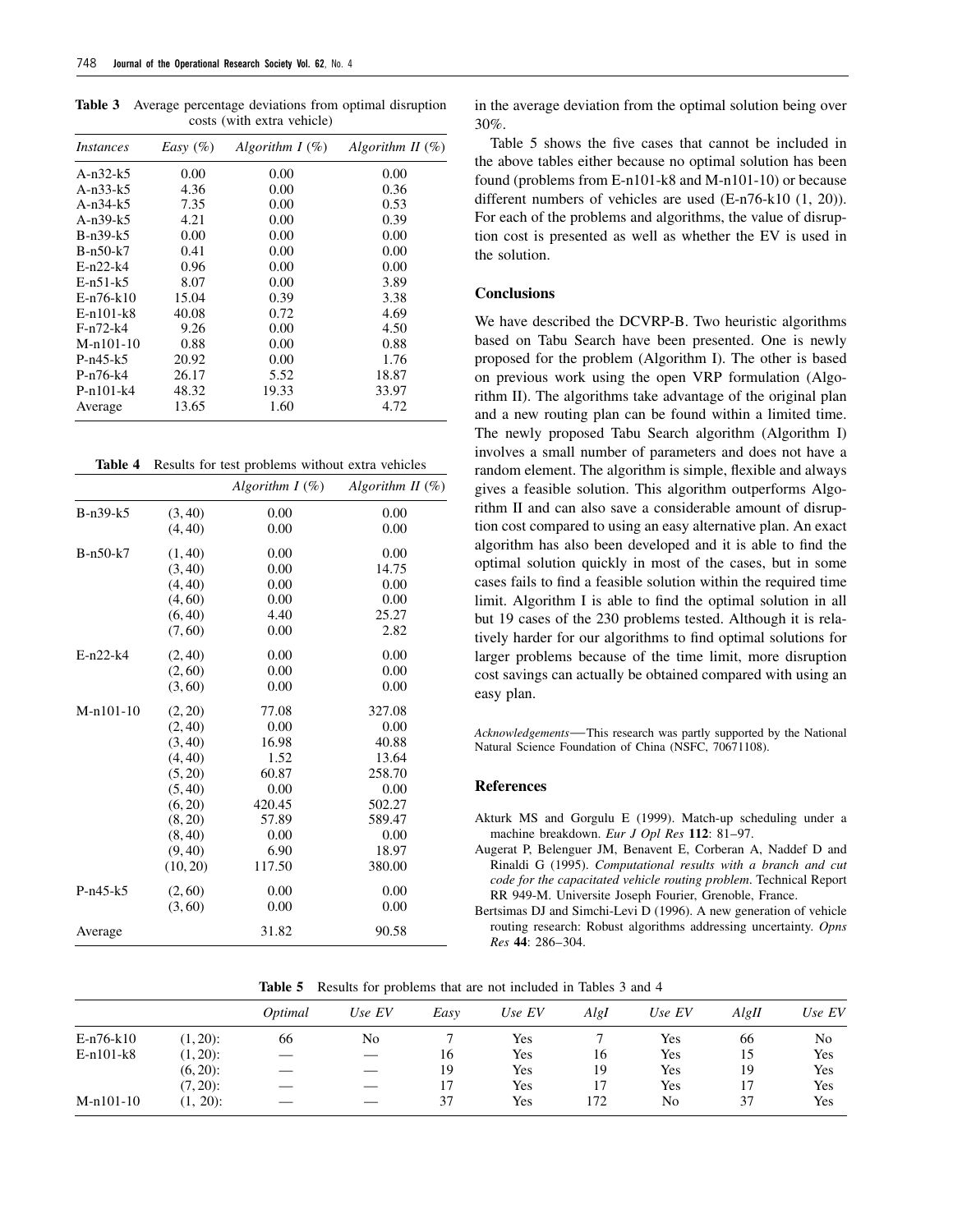**Table 3** Average percentage deviations from optimal disruption costs (with extra vehicle)

| *Instances* | *Easy (%)* | *Algorithm I (%)* | *Algorithm II (%)* |
|---|---|---|---|
| A-n32-k5 | 0.00 | 0.00 | 0.00 |
| A-n33-k5 | 4.36 | 0.00 | 0.36 |
| A-n34-k5 | 7.35 | 0.00 | 0.53 |
| A-n39-k5 | 4.21 | 0.00 | 0.39 |
| B-n39-k5 | 0.00 | 0.00 | 0.00 |
| B-n50-k7 | 0.41 | 0.00 | 0.00 |
| E-n22-k4 | 0.96 | 0.00 | 0.00 |
| E-n51-k5 | 8.07 | 0.00 | 3.89 |
| E-n76-k10 | 15.04 | 0.39 | 3.38 |
| E-n101-k8 | 40.08 | 0.72 | 4.69 |
| F-n72-k4 | 9.26 | 0.00 | 4.50 |
| M-n101-10 | 0.88 | 0.00 | 0.88 |
| P-n45-k5 | 20.92 | 0.00 | 1.76 |
| P-n76-k4 | 26.17 | 5.52 | 18.87 |
| P-n101-k4 | 48.32 | 19.33 | 33.97 |
| Average | 13.65 | 1.60 | 4.72 |

**Table 4** Results for test problems without extra vehicles

| | | *Algorithm I (%)* | *Algorithm II (%)* |
|---|---|---|---|
| B-n39-k5 | (3, 40) | 0.00 | 0.00 |
| | (4, 40) | 0.00 | 0.00 |
| B-n50-k7 | (1, 40) | 0.00 | 0.00 |
| | (3, 40) | 0.00 | 14.75 |
| | (4, 40) | 0.00 | 0.00 |
| | (4, 60) | 0.00 | 0.00 |
| | (6, 40) | 4.40 | 25.27 |
| | (7, 60) | 0.00 | 2.82 |
| E-n22-k4 | (2, 40) | 0.00 | 0.00 |
| | (2, 60) | 0.00 | 0.00 |
| | (3, 60) | 0.00 | 0.00 |
| M-n101-10 | (2, 20) | 77.08 | 327.08 |
| | (2, 40) | 0.00 | 0.00 |
| | (3, 40) | 16.98 | 40.88 |
| | (4, 40) | 1.52 | 13.64 |
| | (5, 20) | 60.87 | 258.70 |
| | (5, 40) | 0.00 | 0.00 |
| | (6, 20) | 420.45 | 502.27 |
| | (8, 20) | 57.89 | 589.47 |
| | (8, 40) | 0.00 | 0.00 |
| | (9, 40) | 6.90 | 18.97 |
| | (10, 20) | 117.50 | 380.00 |
| P-n45-k5 | (2, 60) | 0.00 | 0.00 |
| | (3, 60) | 0.00 | 0.00 |
| Average | | 31.82 | 90.58 |

in the average deviation from the optimal solution being over 30%.

Table 5 shows the five cases that cannot be included in the above tables either because no optimal solution has been found (problems from E-n101-k8 and M-n101-10) or because different numbers of vehicles are used (E-n76-k10 (1, 20)). For each of the problems and algorithms, the value of disruption cost is presented as well as whether the EV is used in the solution.

## Conclusions

We have described the DCVRP-B. Two heuristic algorithms based on Tabu Search have been presented. One is newly proposed for the problem (Algorithm I). The other is based on previous work using the open VRP formulation (Algorithm II). The algorithms take advantage of the original plan and a new routing plan can be found within a limited time. The newly proposed Tabu Search algorithm (Algorithm I) involves a small number of parameters and does not have a random element. The algorithm is simple, flexible and always gives a feasible solution. This algorithm outperforms Algorithm II and can also save a considerable amount of disruption cost compared to using an easy alternative plan. An exact algorithm has also been developed and it is able to find the optimal solution quickly in most of the cases, but in some cases fails to find a feasible solution within the required time limit. Algorithm I is able to find the optimal solution in all but 19 cases of the 230 problems tested. Although it is relatively harder for our algorithms to find optimal solutions for larger problems because of the time limit, more disruption cost savings can actually be obtained compared with using an easy plan.

*Acknowledgements*—This research was partly supported by the National Natural Science Foundation of China (NSFC, 70671108).

## References

Akturk MS and Gorgulu E (1999). Match-up scheduling under a machine breakdown. *Eur J Opl Res* **112**: 81–97.

Augerat P, Belenguer JM, Benavent E, Corberan A, Naddef D and Rinaldi G (1995). *Computational results with a branch and cut code for the capacitated vehicle routing problem*. Technical Report RR 949-M. Universite Joseph Fourier, Grenoble, France.

Bertsimas DJ and Simchi-Levi D (1996). A new generation of vehicle routing research: Robust algorithms addressing uncertainty. *Opns Res* **44**: 286–304.

**Table 5** Results for problems that are not included in Tables 3 and 4

| | | *Optimal* | *Use EV* | *Easy* | *Use EV* | *AlgI* | *Use EV* | *AlgII* | *Use EV* |
|---|---|---|---|---|---|---|---|---|---|
| E-n76-k10 | (1, 20): | 66 | No | 7 | Yes | 7 | Yes | 66 | No |
| E-n101-k8 | (1, 20): | — | — | 16 | Yes | 16 | Yes | 15 | Yes |
| | (6, 20): | — | — | 19 | Yes | 19 | Yes | 19 | Yes |
| | (7, 20): | — | — | 17 | Yes | 17 | Yes | 17 | Yes |
| M-n101-10 | (1, 20): | — | — | 37 | Yes | 172 | No | 37 | Yes |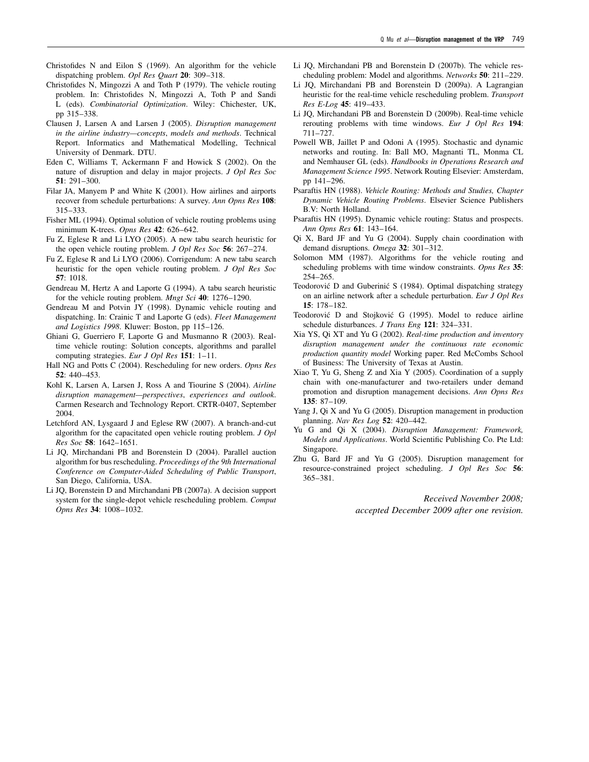Christofides N and Eilon S (1969). An algorithm for the vehicle dispatching problem. *Opl Res Quart* **20**: 309–318.

Christofides N, Mingozzi A and Toth P (1979). The vehicle routing problem. In: Christofides N, Mingozzi A, Toth P and Sandi L (eds). *Combinatorial Optimization*. Wiley: Chichester, UK, pp 315–338.

Clausen J, Larsen A and Larsen J (2005). *Disruption management in the airline industry—concepts, models and methods*. Technical Report. Informatics and Mathematical Modelling, Technical University of Denmark. DTU.

Eden C, Williams T, Ackermann F and Howick S (2002). On the nature of disruption and delay in major projects. *J Opl Res Soc* **51**: 291–300.

Filar JA, Manyem P and White K (2001). How airlines and airports recover from schedule perturbations: A survey. *Ann Opns Res* **108**: 315–333.

Fisher ML (1994). Optimal solution of vehicle routing problems using minimum K-trees. *Opns Res* **42**: 626–642.

Fu Z, Eglese R and Li LYO (2005). A new tabu search heuristic for the open vehicle routing problem. *J Opl Res Soc* **56**: 267–274.

Fu Z, Eglese R and Li LYO (2006). Corrigendum: A new tabu search heuristic for the open vehicle routing problem. *J Opl Res Soc* **57**: 1018.

Gendreau M, Hertz A and Laporte G (1994). A tabu search heuristic for the vehicle routing problem. *Mngt Sci* **40**: 1276–1290.

Gendreau M and Potvin JY (1998). Dynamic vehicle routing and dispatching. In: Crainic T and Laporte G (eds). *Fleet Management and Logistics 1998*. Kluwer: Boston, pp 115–126.

Ghiani G, Guerriero F, Laporte G and Musmanno R (2003). Real-time vehicle routing: Solution concepts, algorithms and parallel computing strategies. *Eur J Opl Res* **151**: 1–11.

Hall NG and Potts C (2004). Rescheduling for new orders. *Opns Res* **52**: 440–453.

Kohl K, Larsen A, Larsen J, Ross A and Tiourine S (2004). *Airline disruption management—perspectives, experiences and outlook*. Carmen Research and Technology Report. CRTR-0407, September 2004.

Letchford AN, Lysgaard J and Eglese RW (2007). A branch-and-cut algorithm for the capacitated open vehicle routing problem. *J Opl Res Soc* **58**: 1642–1651.

Li JQ, Mirchandani PB and Borenstein D (2004). Parallel auction algorithm for bus rescheduling. *Proceedings of the 9th International Conference on Computer-Aided Scheduling of Public Transport*, San Diego, California, USA.

Li JQ, Borenstein D and Mirchandani PB (2007a). A decision support system for the single-depot vehicle rescheduling problem. *Comput Opns Res* **34**: 1008–1032.

Li JQ, Mirchandani PB and Borenstein D (2007b). The vehicle rescheduling problem: Model and algorithms. *Networks* **50**: 211–229.

Li JQ, Mirchandani PB and Borenstein D (2009a). A Lagrangian heuristic for the real-time vehicle rescheduling problem. *Transport Res E-Log* **45**: 419–433.

Li JQ, Mirchandani PB and Borenstein D (2009b). Real-time vehicle rerouting problems with time windows. *Eur J Opl Res* **194**: 711–727.

Powell WB, Jaillet P and Odoni A (1995). Stochastic and dynamic networks and routing. In: Ball MO, Magnanti TL, Monma CL and Nemhauser GL (eds). *Handbooks in Operations Research and Management Science 1995*. Network Routing Elsevier: Amsterdam, pp 141–296.

Psaraftis HN (1988). *Vehicle Routing: Methods and Studies, Chapter Dynamic Vehicle Routing Problems*. Elsevier Science Publishers B.V: North Holland.

Psaraftis HN (1995). Dynamic vehicle routing: Status and prospects. *Ann Opns Res* **61**: 143–164.

Qi X, Bard JF and Yu G (2004). Supply chain coordination with demand disruptions. *Omega* **32**: 301–312.

Solomon MM (1987). Algorithms for the vehicle routing and scheduling problems with time window constraints. *Opns Res* **35**: 254–265.

Teodorović D and Guberinić S (1984). Optimal dispatching strategy on an airline network after a schedule perturbation. *Eur J Opl Res* **15**: 178–182.

Teodorović D and Stojković G (1995). Model to reduce airline schedule disturbances. *J Trans Eng* **121**: 324–331.

Xia YS, Qi XT and Yu G (2002). *Real-time production and inventory disruption management under the continuous rate economic production quantity model* Working paper. Red McCombs School of Business: The University of Texas at Austin.

Xiao T, Yu G, Sheng Z and Xia Y (2005). Coordination of a supply chain with one-manufacturer and two-retailers under demand promotion and disruption management decisions. *Ann Opns Res* **135**: 87–109.

Yang J, Qi X and Yu G (2005). Disruption management in production planning. *Nav Res Log* **52**: 420–442.

Yu G and Qi X (2004). *Disruption Management: Framework, Models and Applications*. World Scientific Publishing Co. Pte Ltd: Singapore.

Zhu G, Bard JF and Yu G (2005). Disruption management for resource-constrained project scheduling. *J Opl Res Soc* **56**: 365–381.

*Received November 2008;*
*accepted December 2009 after one revision.*